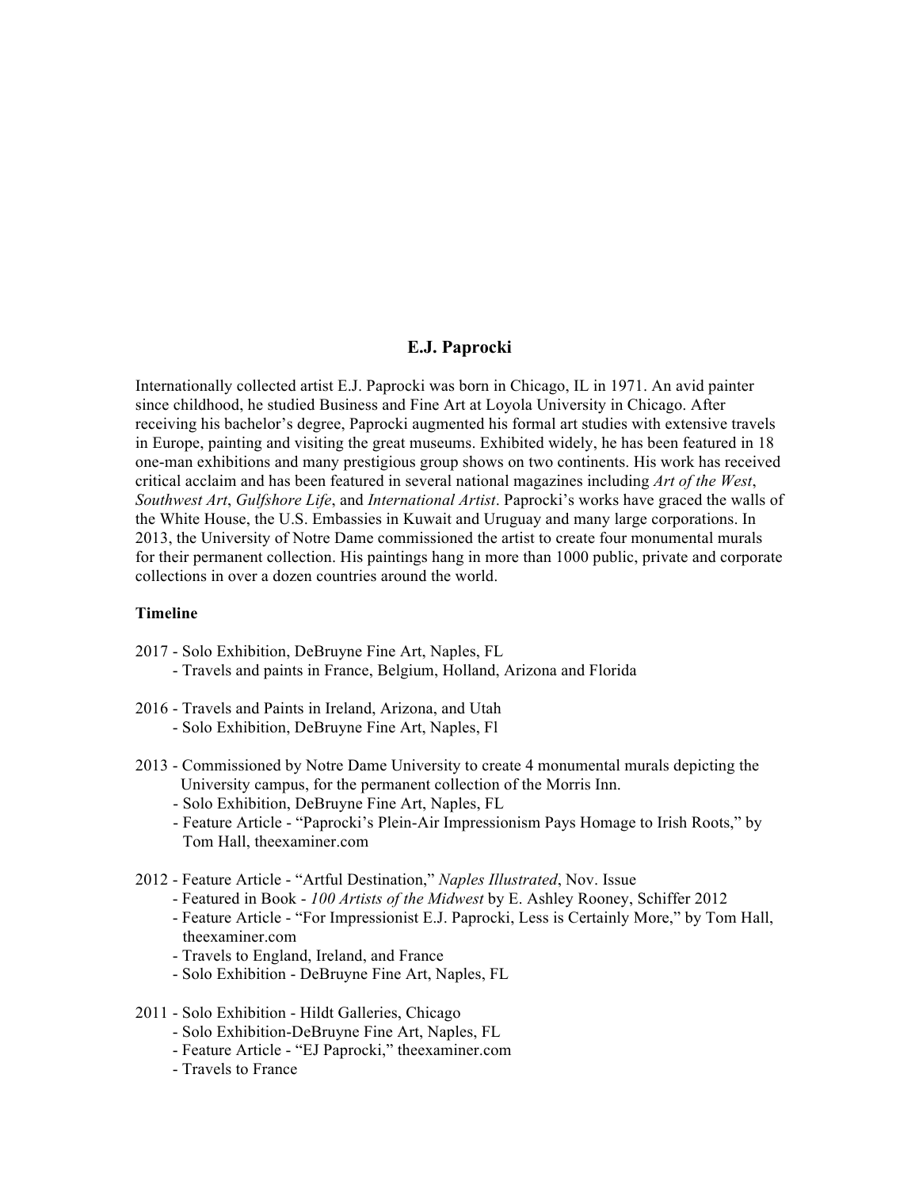# E.J. Paprocki

Internationally collected artist E.J. Paprocki was born in Chicago, IL in 1971. An avid painter since childhood, he studied Business and Fine Art at Loyola University in Chicago. After receiving his bachelor's degree, Paprocki augmented his formal art studies with extensive travels in Europe, painting and visiting the great museums. Exhibited widely, he has been featured in 18 one-man exhibitions and many prestigious group shows on two continents. His work has received critical acclaim and has been featured in several national magazines including *Art of the West*, *Southwest Art*, *Gulfshore Life*, and *International Artist*. Paprocki's works have graced the walls of the White House, the U.S. Embassies in Kuwait and Uruguay and many large corporations. In 2013, the University of Notre Dame commissioned the artist to create four monumental murals for their permanent collection. His paintings hang in more than 1000 public, private and corporate collections in over a dozen countries around the world.

## Timeline

2017 - Solo Exhibition, DeBruyne Fine Art, Naples, FL
- Travels and paints in France, Belgium, Holland, Arizona and Florida

2016 - Travels and Paints in Ireland, Arizona, and Utah
- Solo Exhibition, DeBruyne Fine Art, Naples, Fl

2013 - Commissioned by Notre Dame University to create 4 monumental murals depicting the University campus, for the permanent collection of the Morris Inn.
- Solo Exhibition, DeBruyne Fine Art, Naples, FL
- Feature Article - "Paprocki's Plein-Air Impressionism Pays Homage to Irish Roots," by Tom Hall, theexaminer.com

2012 - Feature Article - "Artful Destination," *Naples Illustrated*, Nov. Issue
- Featured in Book - *100 Artists of the Midwest* by E. Ashley Rooney, Schiffer 2012
- Feature Article - "For Impressionist E.J. Paprocki, Less is Certainly More," by Tom Hall, theexaminer.com
- Travels to England, Ireland, and France
- Solo Exhibition - DeBruyne Fine Art, Naples, FL

2011 - Solo Exhibition - Hildt Galleries, Chicago
- Solo Exhibition-DeBruyne Fine Art, Naples, FL
- Feature Article - "EJ Paprocki," theexaminer.com
- Travels to France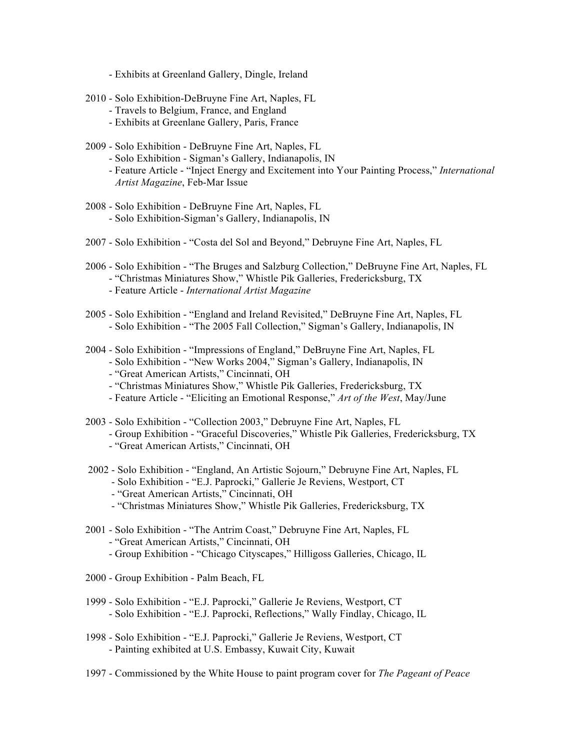- Exhibits at Greenland Gallery, Dingle, Ireland

2010 - Solo Exhibition-DeBruyne Fine Art, Naples, FL
- Travels to Belgium, France, and England
- Exhibits at Greenlane Gallery, Paris, France

2009 - Solo Exhibition - DeBruyne Fine Art, Naples, FL
- Solo Exhibition - Sigman's Gallery, Indianapolis, IN
- Feature Article - "Inject Energy and Excitement into Your Painting Process," *International Artist Magazine*, Feb-Mar Issue

2008 - Solo Exhibition - DeBruyne Fine Art, Naples, FL
- Solo Exhibition-Sigman's Gallery, Indianapolis, IN

2007 - Solo Exhibition - "Costa del Sol and Beyond," Debruyne Fine Art, Naples, FL

2006 - Solo Exhibition - "The Bruges and Salzburg Collection," DeBruyne Fine Art, Naples, FL
- "Christmas Miniatures Show," Whistle Pik Galleries, Fredericksburg, TX
- Feature Article - *International Artist Magazine*

2005 - Solo Exhibition - "England and Ireland Revisited," DeBruyne Fine Art, Naples, FL
- Solo Exhibition - "The 2005 Fall Collection," Sigman's Gallery, Indianapolis, IN

2004 - Solo Exhibition - "Impressions of England," DeBruyne Fine Art, Naples, FL
- Solo Exhibition - "New Works 2004," Sigman's Gallery, Indianapolis, IN
- "Great American Artists," Cincinnati, OH
- "Christmas Miniatures Show," Whistle Pik Galleries, Fredericksburg, TX
- Feature Article - "Eliciting an Emotional Response," *Art of the West*, May/June

2003 - Solo Exhibition - "Collection 2003," Debruyne Fine Art, Naples, FL
- Group Exhibition - "Graceful Discoveries," Whistle Pik Galleries, Fredericksburg, TX
- "Great American Artists," Cincinnati, OH

2002 - Solo Exhibition - "England, An Artistic Sojourn," Debruyne Fine Art, Naples, FL
- Solo Exhibition - "E.J. Paprocki," Gallerie Je Reviens, Westport, CT
- "Great American Artists," Cincinnati, OH
- "Christmas Miniatures Show," Whistle Pik Galleries, Fredericksburg, TX

2001 - Solo Exhibition - "The Antrim Coast," Debruyne Fine Art, Naples, FL
- "Great American Artists," Cincinnati, OH
- Group Exhibition - "Chicago Cityscapes," Hilligoss Galleries, Chicago, IL

2000 - Group Exhibition - Palm Beach, FL

1999 - Solo Exhibition - "E.J. Paprocki," Gallerie Je Reviens, Westport, CT
- Solo Exhibition - "E.J. Paprocki, Reflections," Wally Findlay, Chicago, IL

1998 - Solo Exhibition - "E.J. Paprocki," Gallerie Je Reviens, Westport, CT
- Painting exhibited at U.S. Embassy, Kuwait City, Kuwait

1997 - Commissioned by the White House to paint program cover for *The Pageant of Peace*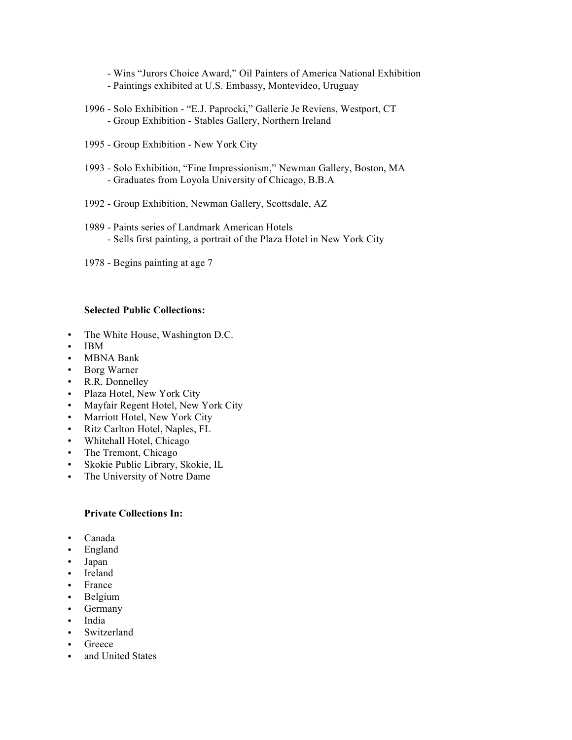- Wins "Jurors Choice Award," Oil Painters of America National Exhibition
- Paintings exhibited at U.S. Embassy, Montevideo, Uruguay

1996 - Solo Exhibition - "E.J. Paprocki," Gallerie Je Reviens, Westport, CT
- Group Exhibition - Stables Gallery, Northern Ireland

1995 - Group Exhibition - New York City

1993 - Solo Exhibition, "Fine Impressionism," Newman Gallery, Boston, MA
- Graduates from Loyola University of Chicago, B.B.A

1992 - Group Exhibition, Newman Gallery, Scottsdale, AZ

1989 - Paints series of Landmark American Hotels
- Sells first painting, a portrait of the Plaza Hotel in New York City

1978 - Begins painting at age 7

**Selected Public Collections:**

- The White House, Washington D.C.
- IBM
- MBNA Bank
- Borg Warner
- R.R. Donnelley
- Plaza Hotel, New York City
- Mayfair Regent Hotel, New York City
- Marriott Hotel, New York City
- Ritz Carlton Hotel, Naples, FL
- Whitehall Hotel, Chicago
- The Tremont, Chicago
- Skokie Public Library, Skokie, IL
- The University of Notre Dame

**Private Collections In:**

- Canada
- England
- Japan
- Ireland
- France
- Belgium
- Germany
- India
- Switzerland
- Greece
- and United States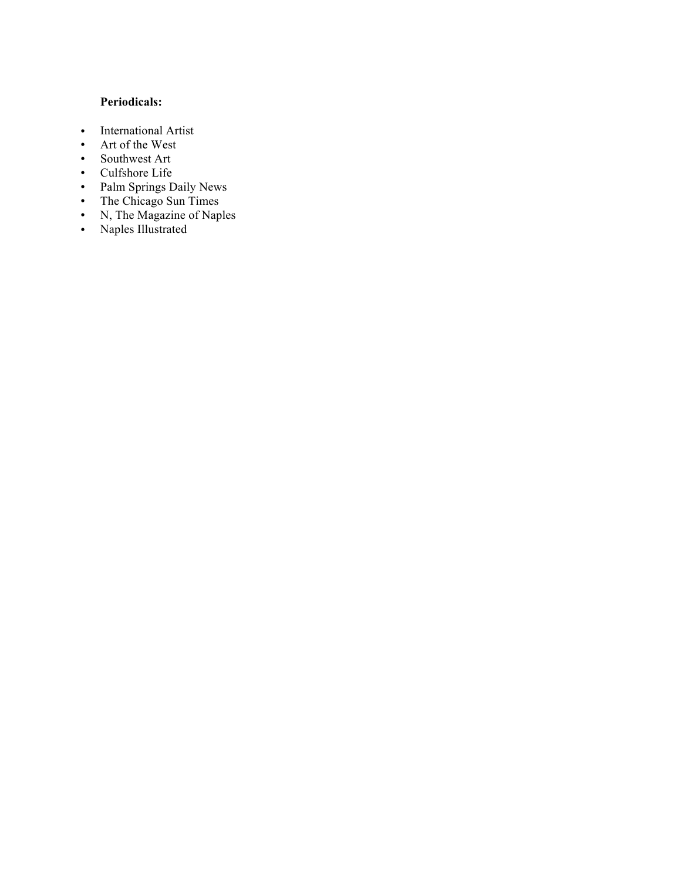**Periodicals:**

- International Artist
- Art of the West
- Southwest Art
- Culfshore Life
- Palm Springs Daily News
- The Chicago Sun Times
- N, The Magazine of Naples
- Naples Illustrated